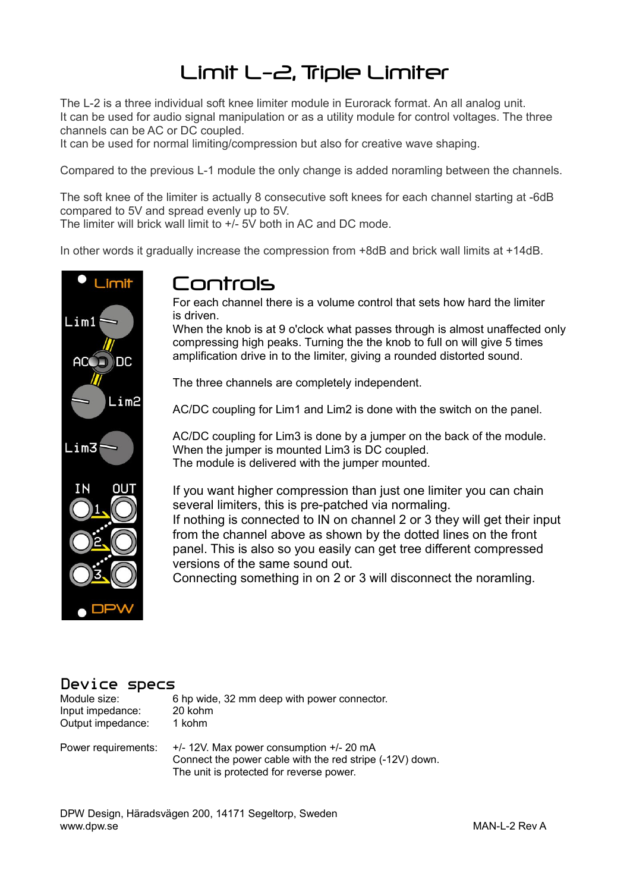# Limit L-2, Triple Limiter

The L-2 is a three individual soft knee limiter module in Eurorack format. An all analog unit.
It can be used for audio signal manipulation or as a utility module for control voltages. The three channels can be AC or DC coupled.
It can be used for normal limiting/compression but also for creative wave shaping.

Compared to the previous L-1 module the only change is added noramling between the channels.

The soft knee of the limiter is actually 8 consecutive soft knees for each channel starting at -6dB compared to 5V and spread evenly up to 5V.
The limiter will brick wall limit to +/- 5V both in AC and DC mode.

In other words it gradually increase the compression from +8dB and brick wall limits at +14dB.

Limit
Lim1
AC DC
Lim2
Lim3
IN OUT
1
2
3
DPW

## Controls

For each channel there is a volume control that sets how hard the limiter is driven.
When the knob is at 9 o'clock what passes through is almost unaffected only compressing high peaks. Turning the the knob to full on will give 5 times amplification drive in to the limiter, giving a rounded distorted sound.

The three channels are completely independent.

AC/DC coupling for Lim1 and Lim2 is done with the switch on the panel.

AC/DC coupling for Lim3 is done by a jumper on the back of the module.
When the jumper is mounted Lim3 is DC coupled.
The module is delivered with the jumper mounted.

If you want higher compression than just one limiter you can chain several limiters, this is pre-patched via normaling.
If nothing is connected to IN on channel 2 or 3 they will get their input from the channel above as shown by the dotted lines on the front panel. This is also so you easily can get tree different compressed versions of the same sound out.
Connecting something in on 2 or 3 will disconnect the noramling.

## Device specs

| | |
|---|---|
| Module size: | 6 hp wide, 32 mm deep with power connector. |
| Input impedance: | 20 kohm |
| Output impedance: | 1 kohm |
| Power requirements: | +/- 12V. Max power consumption +/- 20 mA<br>Connect the power cable with the red stripe (-12V) down.<br>The unit is protected for reverse power. |

DPW Design, Häradsvägen 200, 14171 Segeltorp, Sweden
www.dpw.se

MAN-L-2 Rev A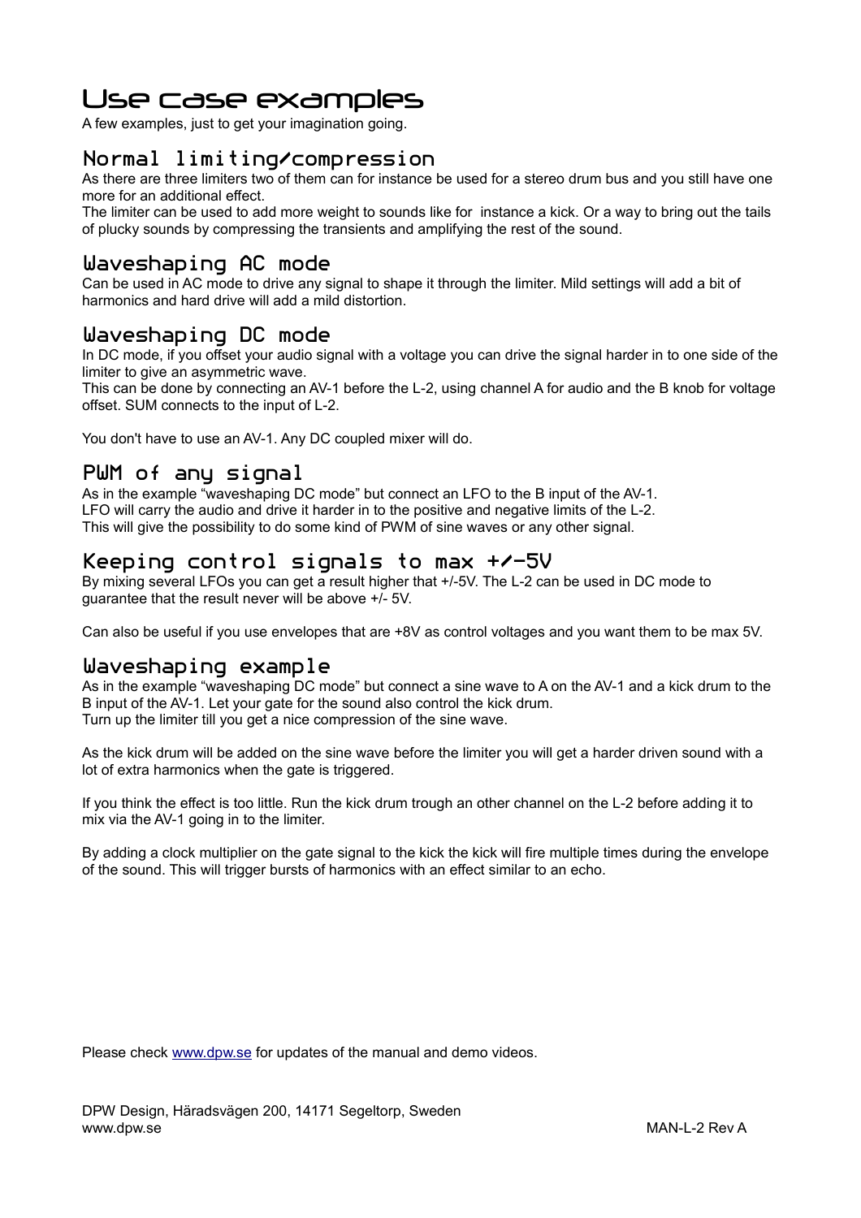# Use case examples

A few examples, just to get your imagination going.

## Normal limiting/compression

As there are three limiters two of them can for instance be used for a stereo drum bus and you still have one more for an additional effect.
The limiter can be used to add more weight to sounds like for instance a kick. Or a way to bring out the tails of plucky sounds by compressing the transients and amplifying the rest of the sound.

## Waveshaping AC mode

Can be used in AC mode to drive any signal to shape it through the limiter. Mild settings will add a bit of harmonics and hard drive will add a mild distortion.

## Waveshaping DC mode

In DC mode, if you offset your audio signal with a voltage you can drive the signal harder in to one side of the limiter to give an asymmetric wave.
This can be done by connecting an AV-1 before the L-2, using channel A for audio and the B knob for voltage offset. SUM connects to the input of L-2.

You don't have to use an AV-1. Any DC coupled mixer will do.

## PWM of any signal

As in the example "waveshaping DC mode" but connect an LFO to the B input of the AV-1.
LFO will carry the audio and drive it harder in to the positive and negative limits of the L-2.
This will give the possibility to do some kind of PWM of sine waves or any other signal.

## Keeping control signals to max +/-5V

By mixing several LFOs you can get a result higher that +/-5V. The L-2 can be used in DC mode to guarantee that the result never will be above +/- 5V.

Can also be useful if you use envelopes that are +8V as control voltages and you want them to be max 5V.

## Waveshaping example

As in the example "waveshaping DC mode" but connect a sine wave to A on the AV-1 and a kick drum to the B input of the AV-1. Let your gate for the sound also control the kick drum.
Turn up the limiter till you get a nice compression of the sine wave.

As the kick drum will be added on the sine wave before the limiter you will get a harder driven sound with a lot of extra harmonics when the gate is triggered.

If you think the effect is too little. Run the kick drum trough an other channel on the L-2 before adding it to mix via the AV-1 going in to the limiter.

By adding a clock multiplier on the gate signal to the kick the kick will fire multiple times during the envelope of the sound. This will trigger bursts of harmonics with an effect similar to an echo.

Please check www.dpw.se for updates of the manual and demo videos.

DPW Design, Häradsvägen 200, 14171 Segeltorp, Sweden
www.dpw.se MAN-L-2 Rev A